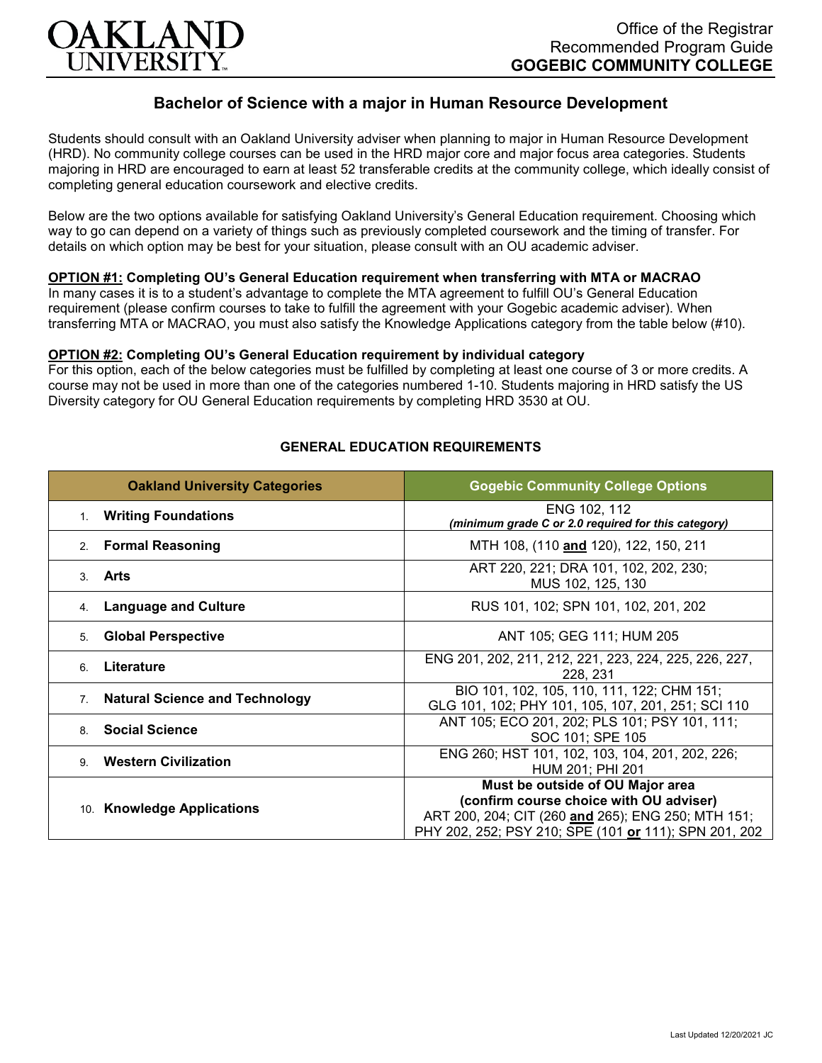OAKLAND UNIVERSITY

Office of the Registrar
Recommended Program Guide
**GOGEBIC COMMUNITY COLLEGE**

## Bachelor of Science with a major in Human Resource Development

Students should consult with an Oakland University adviser when planning to major in Human Resource Development (HRD). No community college courses can be used in the HRD major core and major focus area categories. Students majoring in HRD are encouraged to earn at least 52 transferable credits at the community college, which ideally consist of completing general education coursework and elective credits.

Below are the two options available for satisfying Oakland University's General Education requirement. Choosing which way to go can depend on a variety of things such as previously completed coursework and the timing of transfer. For details on which option may be best for your situation, please consult with an OU academic adviser.

**OPTION #1: Completing OU's General Education requirement when transferring with MTA or MACRAO**
In many cases it is to a student's advantage to complete the MTA agreement to fulfill OU's General Education requirement (please confirm courses to take to fulfill the agreement with your Gogebic academic adviser). When transferring MTA or MACRAO, you must also satisfy the Knowledge Applications category from the table below (#10).

**OPTION #2: Completing OU's General Education requirement by individual category**
For this option, each of the below categories must be fulfilled by completing at least one course of 3 or more credits. A course may not be used in more than one of the categories numbered 1-10. Students majoring in HRD satisfy the US Diversity category for OU General Education requirements by completing HRD 3530 at OU.

### GENERAL EDUCATION REQUIREMENTS

| Oakland University Categories | Gogebic Community College Options |
|---|---|
| 1. **Writing Foundations** | ENG 102, 112 *(minimum grade C or 2.0 required for this category)* |
| 2. **Formal Reasoning** | MTH 108, (110 **and** 120), 122, 150, 211 |
| 3. **Arts** | ART 220, 221; DRA 101, 102, 202, 230; MUS 102, 125, 130 |
| 4. **Language and Culture** | RUS 101, 102; SPN 101, 102, 201, 202 |
| 5. **Global Perspective** | ANT 105; GEG 111; HUM 205 |
| 6. **Literature** | ENG 201, 202, 211, 212, 221, 223, 224, 225, 226, 227, 228, 231 |
| 7. **Natural Science and Technology** | BIO 101, 102, 105, 110, 111, 122; CHM 151; GLG 101, 102; PHY 101, 105, 107, 201, 251; SCI 110 |
| 8. **Social Science** | ANT 105; ECO 201, 202; PLS 101; PSY 101, 111; SOC 101; SPE 105 |
| 9. **Western Civilization** | ENG 260; HST 101, 102, 103, 104, 201, 202, 226; HUM 201; PHI 201 |
| 10. **Knowledge Applications** | **Must be outside of OU Major area (confirm course choice with OU adviser)** ART 200, 204; CIT (260 **and** 265); ENG 250; MTH 151; PHY 202, 252; PSY 210; SPE (101 **or** 111); SPN 201, 202 |

Last Updated 12/20/2021 JC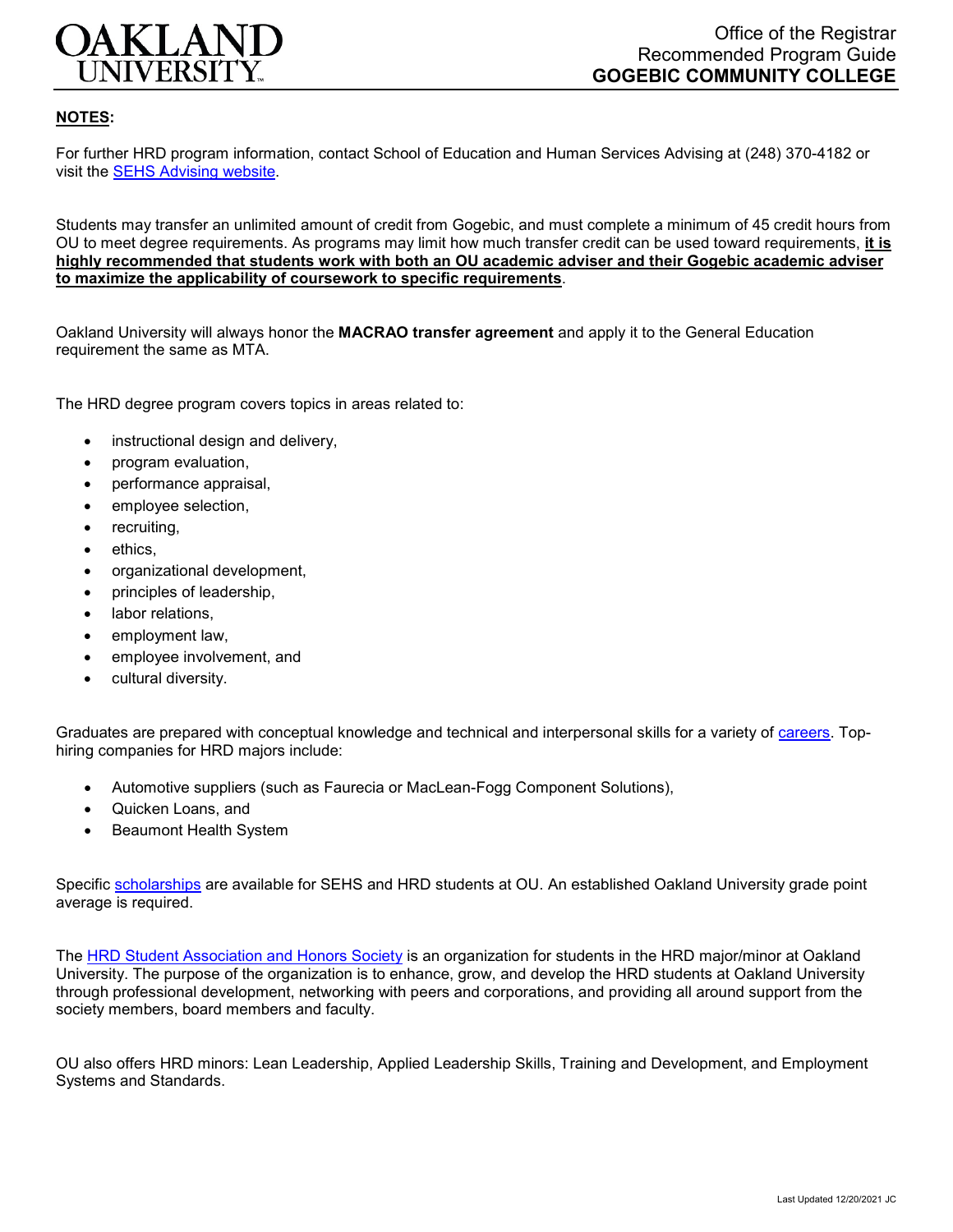**NOTES:**

For further HRD program information, contact School of Education and Human Services Advising at (248) 370-4182 or visit the SEHS Advising website.

Students may transfer an unlimited amount of credit from Gogebic, and must complete a minimum of 45 credit hours from OU to meet degree requirements. As programs may limit how much transfer credit can be used toward requirements, **it is highly recommended that students work with both an OU academic adviser and their Gogebic academic adviser to maximize the applicability of coursework to specific requirements**.

Oakland University will always honor the **MACRAO transfer agreement** and apply it to the General Education requirement the same as MTA.

The HRD degree program covers topics in areas related to:

- instructional design and delivery,
- program evaluation,
- performance appraisal,
- employee selection,
- recruiting,
- ethics,
- organizational development,
- principles of leadership,
- labor relations,
- employment law,
- employee involvement, and
- cultural diversity.

Graduates are prepared with conceptual knowledge and technical and interpersonal skills for a variety of careers. Top-hiring companies for HRD majors include:

- Automotive suppliers (such as Faurecia or MacLean-Fogg Component Solutions),
- Quicken Loans, and
- Beaumont Health System

Specific scholarships are available for SEHS and HRD students at OU. An established Oakland University grade point average is required.

The HRD Student Association and Honors Society is an organization for students in the HRD major/minor at Oakland University. The purpose of the organization is to enhance, grow, and develop the HRD students at Oakland University through professional development, networking with peers and corporations, and providing all around support from the society members, board members and faculty.

OU also offers HRD minors: Lean Leadership, Applied Leadership Skills, Training and Development, and Employment Systems and Standards.

Last Updated 12/20/2021 JC